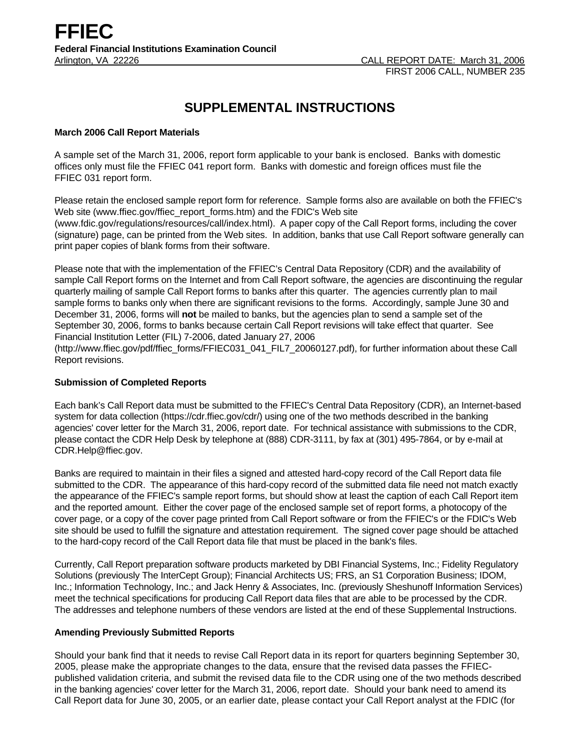# FFIEC

**Federal Financial Institutions Examination Council**

Arlington, VA 22226 CALL REPORT DATE: March 31, 2006

FIRST 2006 CALL, NUMBER 235

## SUPPLEMENTAL INSTRUCTIONS

### March 2006 Call Report Materials

A sample set of the March 31, 2006, report form applicable to your bank is enclosed. Banks with domestic offices only must file the FFIEC 041 report form. Banks with domestic and foreign offices must file the FFIEC 031 report form.

Please retain the enclosed sample report form for reference. Sample forms also are available on both the FFIEC's Web site (www.ffiec.gov/ffiec_report_forms.htm) and the FDIC's Web site (www.fdic.gov/regulations/resources/call/index.html). A paper copy of the Call Report forms, including the cover (signature) page, can be printed from the Web sites. In addition, banks that use Call Report software generally can print paper copies of blank forms from their software.

Please note that with the implementation of the FFIEC's Central Data Repository (CDR) and the availability of sample Call Report forms on the Internet and from Call Report software, the agencies are discontinuing the regular quarterly mailing of sample Call Report forms to banks after this quarter. The agencies currently plan to mail sample forms to banks only when there are significant revisions to the forms. Accordingly, sample June 30 and December 31, 2006, forms will **not** be mailed to banks, but the agencies plan to send a sample set of the September 30, 2006, forms to banks because certain Call Report revisions will take effect that quarter. See Financial Institution Letter (FIL) 7-2006, dated January 27, 2006 (http://www.ffiec.gov/pdf/ffiec_forms/FFIEC031_041_FIL7_20060127.pdf), for further information about these Call Report revisions.

### Submission of Completed Reports

Each bank's Call Report data must be submitted to the FFIEC's Central Data Repository (CDR), an Internet-based system for data collection (https://cdr.ffiec.gov/cdr/) using one of the two methods described in the banking agencies' cover letter for the March 31, 2006, report date. For technical assistance with submissions to the CDR, please contact the CDR Help Desk by telephone at (888) CDR-3111, by fax at (301) 495-7864, or by e-mail at CDR.Help@ffiec.gov.

Banks are required to maintain in their files a signed and attested hard-copy record of the Call Report data file submitted to the CDR. The appearance of this hard-copy record of the submitted data file need not match exactly the appearance of the FFIEC's sample report forms, but should show at least the caption of each Call Report item and the reported amount. Either the cover page of the enclosed sample set of report forms, a photocopy of the cover page, or a copy of the cover page printed from Call Report software or from the FFIEC's or the FDIC's Web site should be used to fulfill the signature and attestation requirement. The signed cover page should be attached to the hard-copy record of the Call Report data file that must be placed in the bank's files.

Currently, Call Report preparation software products marketed by DBI Financial Systems, Inc.; Fidelity Regulatory Solutions (previously The InterCept Group); Financial Architects US; FRS, an S1 Corporation Business; IDOM, Inc.; Information Technology, Inc.; and Jack Henry & Associates, Inc. (previously Sheshunoff Information Services) meet the technical specifications for producing Call Report data files that are able to be processed by the CDR. The addresses and telephone numbers of these vendors are listed at the end of these Supplemental Instructions.

### Amending Previously Submitted Reports

Should your bank find that it needs to revise Call Report data in its report for quarters beginning September 30, 2005, please make the appropriate changes to the data, ensure that the revised data passes the FFIEC-published validation criteria, and submit the revised data file to the CDR using one of the two methods described in the banking agencies' cover letter for the March 31, 2006, report date. Should your bank need to amend its Call Report data for June 30, 2005, or an earlier date, please contact your Call Report analyst at the FDIC (for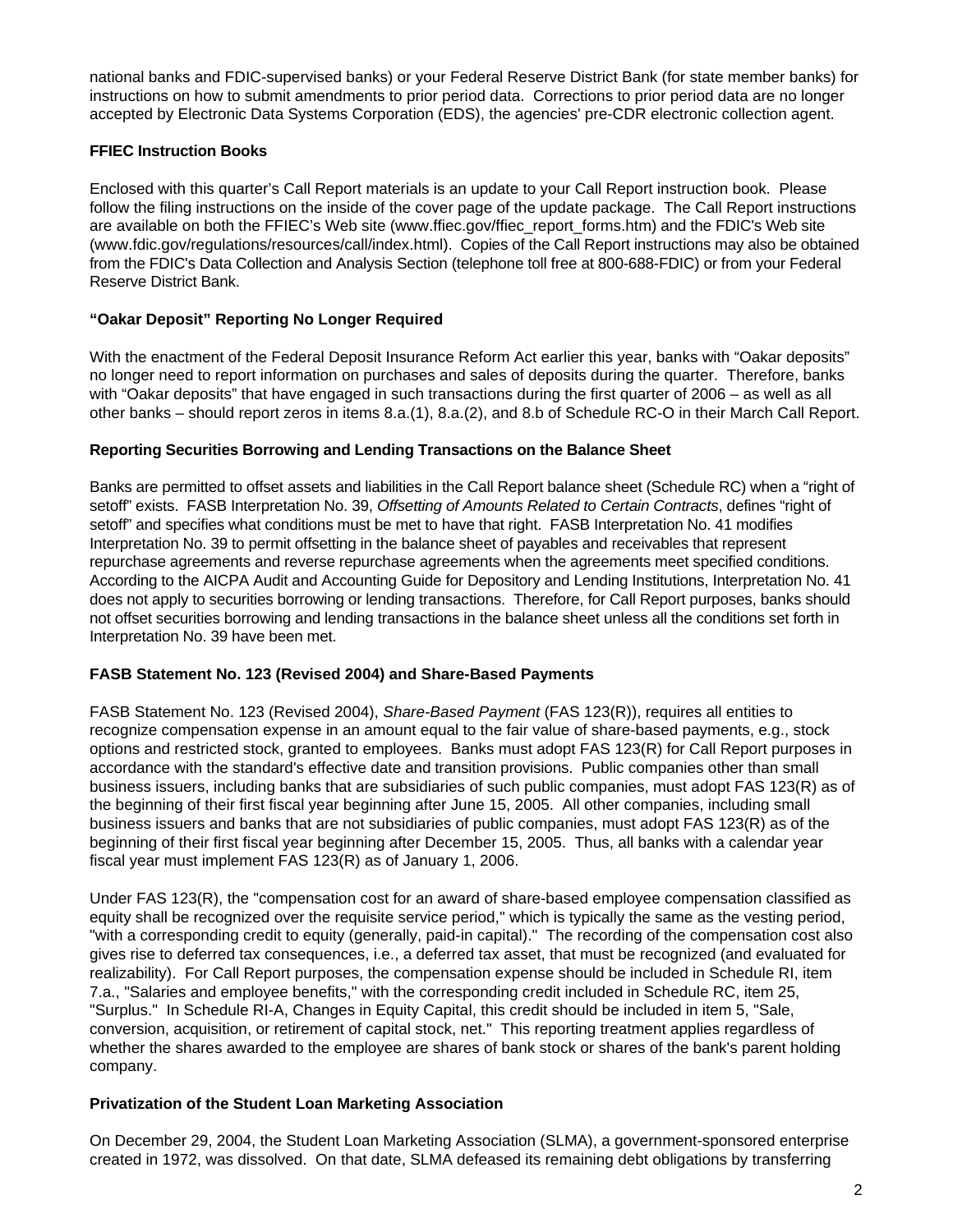national banks and FDIC-supervised banks) or your Federal Reserve District Bank (for state member banks) for instructions on how to submit amendments to prior period data. Corrections to prior period data are no longer accepted by Electronic Data Systems Corporation (EDS), the agencies' pre-CDR electronic collection agent.

**FFIEC Instruction Books**

Enclosed with this quarter's Call Report materials is an update to your Call Report instruction book. Please follow the filing instructions on the inside of the cover page of the update package. The Call Report instructions are available on both the FFIEC's Web site (www.ffiec.gov/ffiec_report_forms.htm) and the FDIC's Web site (www.fdic.gov/regulations/resources/call/index.html). Copies of the Call Report instructions may also be obtained from the FDIC's Data Collection and Analysis Section (telephone toll free at 800-688-FDIC) or from your Federal Reserve District Bank.

**"Oakar Deposit" Reporting No Longer Required**

With the enactment of the Federal Deposit Insurance Reform Act earlier this year, banks with "Oakar deposits" no longer need to report information on purchases and sales of deposits during the quarter. Therefore, banks with "Oakar deposits" that have engaged in such transactions during the first quarter of 2006 – as well as all other banks – should report zeros in items 8.a.(1), 8.a.(2), and 8.b of Schedule RC-O in their March Call Report.

**Reporting Securities Borrowing and Lending Transactions on the Balance Sheet**

Banks are permitted to offset assets and liabilities in the Call Report balance sheet (Schedule RC) when a "right of setoff" exists. FASB Interpretation No. 39, *Offsetting of Amounts Related to Certain Contracts*, defines "right of setoff" and specifies what conditions must be met to have that right. FASB Interpretation No. 41 modifies Interpretation No. 39 to permit offsetting in the balance sheet of payables and receivables that represent repurchase agreements and reverse repurchase agreements when the agreements meet specified conditions. According to the AICPA Audit and Accounting Guide for Depository and Lending Institutions, Interpretation No. 41 does not apply to securities borrowing or lending transactions. Therefore, for Call Report purposes, banks should not offset securities borrowing and lending transactions in the balance sheet unless all the conditions set forth in Interpretation No. 39 have been met.

**FASB Statement No. 123 (Revised 2004) and Share-Based Payments**

FASB Statement No. 123 (Revised 2004), *Share-Based Payment* (FAS 123(R)), requires all entities to recognize compensation expense in an amount equal to the fair value of share-based payments, e.g., stock options and restricted stock, granted to employees. Banks must adopt FAS 123(R) for Call Report purposes in accordance with the standard's effective date and transition provisions. Public companies other than small business issuers, including banks that are subsidiaries of such public companies, must adopt FAS 123(R) as of the beginning of their first fiscal year beginning after June 15, 2005. All other companies, including small business issuers and banks that are not subsidiaries of public companies, must adopt FAS 123(R) as of the beginning of their first fiscal year beginning after December 15, 2005. Thus, all banks with a calendar year fiscal year must implement FAS 123(R) as of January 1, 2006.

Under FAS 123(R), the "compensation cost for an award of share-based employee compensation classified as equity shall be recognized over the requisite service period," which is typically the same as the vesting period, "with a corresponding credit to equity (generally, paid-in capital)." The recording of the compensation cost also gives rise to deferred tax consequences, i.e., a deferred tax asset, that must be recognized (and evaluated for realizability). For Call Report purposes, the compensation expense should be included in Schedule RI, item 7.a., "Salaries and employee benefits," with the corresponding credit included in Schedule RC, item 25, "Surplus." In Schedule RI-A, Changes in Equity Capital, this credit should be included in item 5, "Sale, conversion, acquisition, or retirement of capital stock, net." This reporting treatment applies regardless of whether the shares awarded to the employee are shares of bank stock or shares of the bank's parent holding company.

**Privatization of the Student Loan Marketing Association**

On December 29, 2004, the Student Loan Marketing Association (SLMA), a government-sponsored enterprise created in 1972, was dissolved. On that date, SLMA defeased its remaining debt obligations by transferring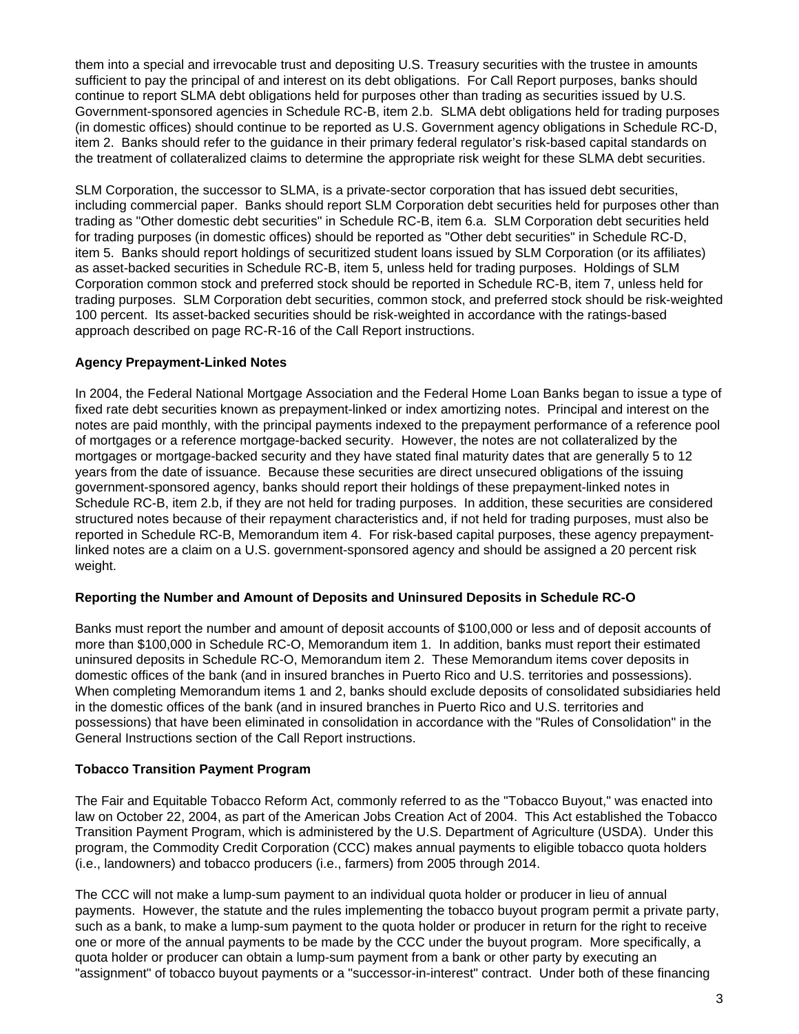them into a special and irrevocable trust and depositing U.S. Treasury securities with the trustee in amounts sufficient to pay the principal of and interest on its debt obligations. For Call Report purposes, banks should continue to report SLMA debt obligations held for purposes other than trading as securities issued by U.S. Government-sponsored agencies in Schedule RC-B, item 2.b. SLMA debt obligations held for trading purposes (in domestic offices) should continue to be reported as U.S. Government agency obligations in Schedule RC-D, item 2. Banks should refer to the guidance in their primary federal regulator's risk-based capital standards on the treatment of collateralized claims to determine the appropriate risk weight for these SLMA debt securities.

SLM Corporation, the successor to SLMA, is a private-sector corporation that has issued debt securities, including commercial paper. Banks should report SLM Corporation debt securities held for purposes other than trading as "Other domestic debt securities" in Schedule RC-B, item 6.a. SLM Corporation debt securities held for trading purposes (in domestic offices) should be reported as "Other debt securities" in Schedule RC-D, item 5. Banks should report holdings of securitized student loans issued by SLM Corporation (or its affiliates) as asset-backed securities in Schedule RC-B, item 5, unless held for trading purposes. Holdings of SLM Corporation common stock and preferred stock should be reported in Schedule RC-B, item 7, unless held for trading purposes. SLM Corporation debt securities, common stock, and preferred stock should be risk-weighted 100 percent. Its asset-backed securities should be risk-weighted in accordance with the ratings-based approach described on page RC-R-16 of the Call Report instructions.

**Agency Prepayment-Linked Notes**

In 2004, the Federal National Mortgage Association and the Federal Home Loan Banks began to issue a type of fixed rate debt securities known as prepayment-linked or index amortizing notes. Principal and interest on the notes are paid monthly, with the principal payments indexed to the prepayment performance of a reference pool of mortgages or a reference mortgage-backed security. However, the notes are not collateralized by the mortgages or mortgage-backed security and they have stated final maturity dates that are generally 5 to 12 years from the date of issuance. Because these securities are direct unsecured obligations of the issuing government-sponsored agency, banks should report their holdings of these prepayment-linked notes in Schedule RC-B, item 2.b, if they are not held for trading purposes. In addition, these securities are considered structured notes because of their repayment characteristics and, if not held for trading purposes, must also be reported in Schedule RC-B, Memorandum item 4. For risk-based capital purposes, these agency prepayment-linked notes are a claim on a U.S. government-sponsored agency and should be assigned a 20 percent risk weight.

**Reporting the Number and Amount of Deposits and Uninsured Deposits in Schedule RC-O**

Banks must report the number and amount of deposit accounts of $100,000 or less and of deposit accounts of more than $100,000 in Schedule RC-O, Memorandum item 1. In addition, banks must report their estimated uninsured deposits in Schedule RC-O, Memorandum item 2. These Memorandum items cover deposits in domestic offices of the bank (and in insured branches in Puerto Rico and U.S. territories and possessions). When completing Memorandum items 1 and 2, banks should exclude deposits of consolidated subsidiaries held in the domestic offices of the bank (and in insured branches in Puerto Rico and U.S. territories and possessions) that have been eliminated in consolidation in accordance with the "Rules of Consolidation" in the General Instructions section of the Call Report instructions.

**Tobacco Transition Payment Program**

The Fair and Equitable Tobacco Reform Act, commonly referred to as the "Tobacco Buyout," was enacted into law on October 22, 2004, as part of the American Jobs Creation Act of 2004. This Act established the Tobacco Transition Payment Program, which is administered by the U.S. Department of Agriculture (USDA). Under this program, the Commodity Credit Corporation (CCC) makes annual payments to eligible tobacco quota holders (i.e., landowners) and tobacco producers (i.e., farmers) from 2005 through 2014.

The CCC will not make a lump-sum payment to an individual quota holder or producer in lieu of annual payments. However, the statute and the rules implementing the tobacco buyout program permit a private party, such as a bank, to make a lump-sum payment to the quota holder or producer in return for the right to receive one or more of the annual payments to be made by the CCC under the buyout program. More specifically, a quota holder or producer can obtain a lump-sum payment from a bank or other party by executing an "assignment" of tobacco buyout payments or a "successor-in-interest" contract. Under both of these financing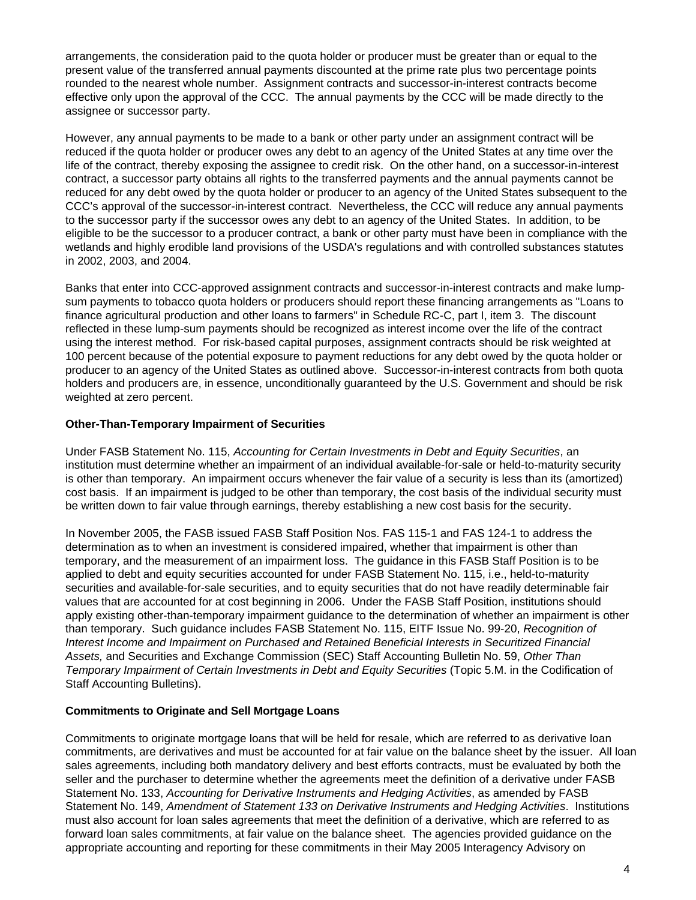arrangements, the consideration paid to the quota holder or producer must be greater than or equal to the present value of the transferred annual payments discounted at the prime rate plus two percentage points rounded to the nearest whole number. Assignment contracts and successor-in-interest contracts become effective only upon the approval of the CCC. The annual payments by the CCC will be made directly to the assignee or successor party.

However, any annual payments to be made to a bank or other party under an assignment contract will be reduced if the quota holder or producer owes any debt to an agency of the United States at any time over the life of the contract, thereby exposing the assignee to credit risk. On the other hand, on a successor-in-interest contract, a successor party obtains all rights to the transferred payments and the annual payments cannot be reduced for any debt owed by the quota holder or producer to an agency of the United States subsequent to the CCC's approval of the successor-in-interest contract. Nevertheless, the CCC will reduce any annual payments to the successor party if the successor owes any debt to an agency of the United States. In addition, to be eligible to be the successor to a producer contract, a bank or other party must have been in compliance with the wetlands and highly erodible land provisions of the USDA's regulations and with controlled substances statutes in 2002, 2003, and 2004.

Banks that enter into CCC-approved assignment contracts and successor-in-interest contracts and make lump-sum payments to tobacco quota holders or producers should report these financing arrangements as "Loans to finance agricultural production and other loans to farmers" in Schedule RC-C, part I, item 3. The discount reflected in these lump-sum payments should be recognized as interest income over the life of the contract using the interest method. For risk-based capital purposes, assignment contracts should be risk weighted at 100 percent because of the potential exposure to payment reductions for any debt owed by the quota holder or producer to an agency of the United States as outlined above. Successor-in-interest contracts from both quota holders and producers are, in essence, unconditionally guaranteed by the U.S. Government and should be risk weighted at zero percent.

**Other-Than-Temporary Impairment of Securities**

Under FASB Statement No. 115, *Accounting for Certain Investments in Debt and Equity Securities*, an institution must determine whether an impairment of an individual available-for-sale or held-to-maturity security is other than temporary. An impairment occurs whenever the fair value of a security is less than its (amortized) cost basis. If an impairment is judged to be other than temporary, the cost basis of the individual security must be written down to fair value through earnings, thereby establishing a new cost basis for the security.

In November 2005, the FASB issued FASB Staff Position Nos. FAS 115-1 and FAS 124-1 to address the determination as to when an investment is considered impaired, whether that impairment is other than temporary, and the measurement of an impairment loss. The guidance in this FASB Staff Position is to be applied to debt and equity securities accounted for under FASB Statement No. 115, i.e., held-to-maturity securities and available-for-sale securities, and to equity securities that do not have readily determinable fair values that are accounted for at cost beginning in 2006. Under the FASB Staff Position, institutions should apply existing other-than-temporary impairment guidance to the determination of whether an impairment is other than temporary. Such guidance includes FASB Statement No. 115, EITF Issue No. 99-20, *Recognition of Interest Income and Impairment on Purchased and Retained Beneficial Interests in Securitized Financial Assets,* and Securities and Exchange Commission (SEC) Staff Accounting Bulletin No. 59, *Other Than Temporary Impairment of Certain Investments in Debt and Equity Securities* (Topic 5.M. in the Codification of Staff Accounting Bulletins).

**Commitments to Originate and Sell Mortgage Loans**

Commitments to originate mortgage loans that will be held for resale, which are referred to as derivative loan commitments, are derivatives and must be accounted for at fair value on the balance sheet by the issuer. All loan sales agreements, including both mandatory delivery and best efforts contracts, must be evaluated by both the seller and the purchaser to determine whether the agreements meet the definition of a derivative under FASB Statement No. 133, *Accounting for Derivative Instruments and Hedging Activities*, as amended by FASB Statement No. 149, *Amendment of Statement 133 on Derivative Instruments and Hedging Activities*. Institutions must also account for loan sales agreements that meet the definition of a derivative, which are referred to as forward loan sales commitments, at fair value on the balance sheet. The agencies provided guidance on the appropriate accounting and reporting for these commitments in their May 2005 Interagency Advisory on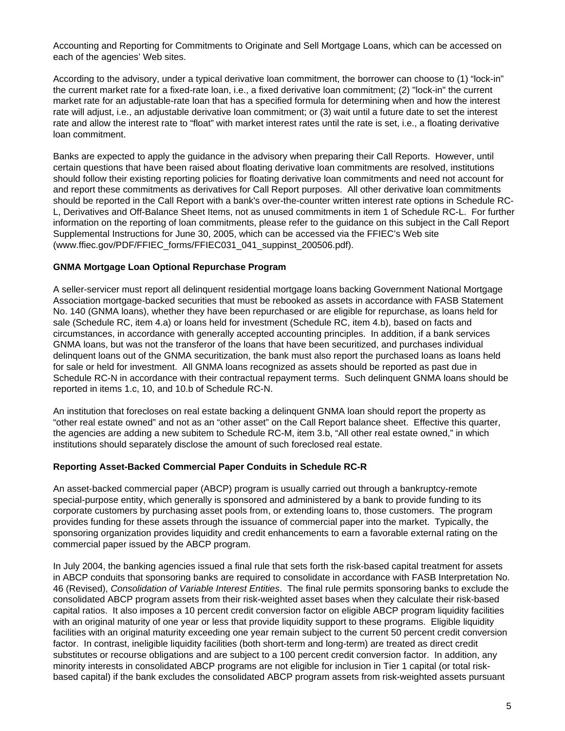Accounting and Reporting for Commitments to Originate and Sell Mortgage Loans, which can be accessed on each of the agencies' Web sites.

According to the advisory, under a typical derivative loan commitment, the borrower can choose to (1) "lock-in" the current market rate for a fixed-rate loan, i.e., a fixed derivative loan commitment; (2) "lock-in" the current market rate for an adjustable-rate loan that has a specified formula for determining when and how the interest rate will adjust, i.e., an adjustable derivative loan commitment; or (3) wait until a future date to set the interest rate and allow the interest rate to "float" with market interest rates until the rate is set, i.e., a floating derivative loan commitment.

Banks are expected to apply the guidance in the advisory when preparing their Call Reports. However, until certain questions that have been raised about floating derivative loan commitments are resolved, institutions should follow their existing reporting policies for floating derivative loan commitments and need not account for and report these commitments as derivatives for Call Report purposes. All other derivative loan commitments should be reported in the Call Report with a bank's over-the-counter written interest rate options in Schedule RC-L, Derivatives and Off-Balance Sheet Items, not as unused commitments in item 1 of Schedule RC-L. For further information on the reporting of loan commitments, please refer to the guidance on this subject in the Call Report Supplemental Instructions for June 30, 2005, which can be accessed via the FFIEC's Web site (www.ffiec.gov/PDF/FFIEC_forms/FFIEC031_041_suppinst_200506.pdf).

**GNMA Mortgage Loan Optional Repurchase Program**

A seller-servicer must report all delinquent residential mortgage loans backing Government National Mortgage Association mortgage-backed securities that must be rebooked as assets in accordance with FASB Statement No. 140 (GNMA loans), whether they have been repurchased or are eligible for repurchase, as loans held for sale (Schedule RC, item 4.a) or loans held for investment (Schedule RC, item 4.b), based on facts and circumstances, in accordance with generally accepted accounting principles. In addition, if a bank services GNMA loans, but was not the transferor of the loans that have been securitized, and purchases individual delinquent loans out of the GNMA securitization, the bank must also report the purchased loans as loans held for sale or held for investment. All GNMA loans recognized as assets should be reported as past due in Schedule RC-N in accordance with their contractual repayment terms. Such delinquent GNMA loans should be reported in items 1.c, 10, and 10.b of Schedule RC-N.

An institution that forecloses on real estate backing a delinquent GNMA loan should report the property as "other real estate owned" and not as an "other asset" on the Call Report balance sheet. Effective this quarter, the agencies are adding a new subitem to Schedule RC-M, item 3.b, "All other real estate owned," in which institutions should separately disclose the amount of such foreclosed real estate.

**Reporting Asset-Backed Commercial Paper Conduits in Schedule RC-R**

An asset-backed commercial paper (ABCP) program is usually carried out through a bankruptcy-remote special-purpose entity, which generally is sponsored and administered by a bank to provide funding to its corporate customers by purchasing asset pools from, or extending loans to, those customers. The program provides funding for these assets through the issuance of commercial paper into the market. Typically, the sponsoring organization provides liquidity and credit enhancements to earn a favorable external rating on the commercial paper issued by the ABCP program.

In July 2004, the banking agencies issued a final rule that sets forth the risk-based capital treatment for assets in ABCP conduits that sponsoring banks are required to consolidate in accordance with FASB Interpretation No. 46 (Revised), *Consolidation of Variable Interest Entities*. The final rule permits sponsoring banks to exclude the consolidated ABCP program assets from their risk-weighted asset bases when they calculate their risk-based capital ratios. It also imposes a 10 percent credit conversion factor on eligible ABCP program liquidity facilities with an original maturity of one year or less that provide liquidity support to these programs. Eligible liquidity facilities with an original maturity exceeding one year remain subject to the current 50 percent credit conversion factor. In contrast, ineligible liquidity facilities (both short-term and long-term) are treated as direct credit substitutes or recourse obligations and are subject to a 100 percent credit conversion factor. In addition, any minority interests in consolidated ABCP programs are not eligible for inclusion in Tier 1 capital (or total risk-based capital) if the bank excludes the consolidated ABCP program assets from risk-weighted assets pursuant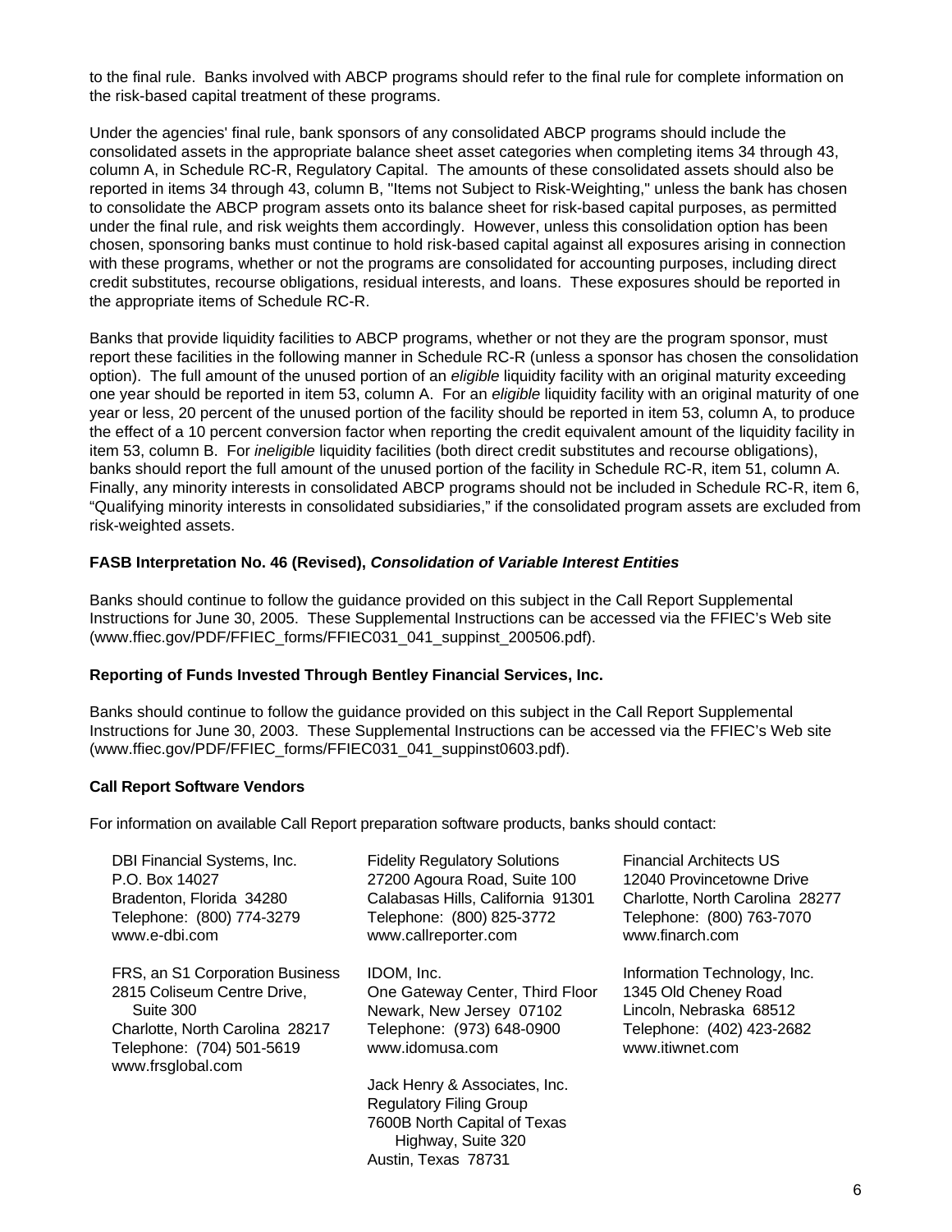to the final rule. Banks involved with ABCP programs should refer to the final rule for complete information on the risk-based capital treatment of these programs.

Under the agencies' final rule, bank sponsors of any consolidated ABCP programs should include the consolidated assets in the appropriate balance sheet asset categories when completing items 34 through 43, column A, in Schedule RC-R, Regulatory Capital. The amounts of these consolidated assets should also be reported in items 34 through 43, column B, "Items not Subject to Risk-Weighting," unless the bank has chosen to consolidate the ABCP program assets onto its balance sheet for risk-based capital purposes, as permitted under the final rule, and risk weights them accordingly. However, unless this consolidation option has been chosen, sponsoring banks must continue to hold risk-based capital against all exposures arising in connection with these programs, whether or not the programs are consolidated for accounting purposes, including direct credit substitutes, recourse obligations, residual interests, and loans. These exposures should be reported in the appropriate items of Schedule RC-R.

Banks that provide liquidity facilities to ABCP programs, whether or not they are the program sponsor, must report these facilities in the following manner in Schedule RC-R (unless a sponsor has chosen the consolidation option). The full amount of the unused portion of an *eligible* liquidity facility with an original maturity exceeding one year should be reported in item 53, column A. For an *eligible* liquidity facility with an original maturity of one year or less, 20 percent of the unused portion of the facility should be reported in item 53, column A, to produce the effect of a 10 percent conversion factor when reporting the credit equivalent amount of the liquidity facility in item 53, column B. For *ineligible* liquidity facilities (both direct credit substitutes and recourse obligations), banks should report the full amount of the unused portion of the facility in Schedule RC-R, item 51, column A. Finally, any minority interests in consolidated ABCP programs should not be included in Schedule RC-R, item 6, "Qualifying minority interests in consolidated subsidiaries," if the consolidated program assets are excluded from risk-weighted assets.

**FASB Interpretation No. 46 (Revised), *Consolidation of Variable Interest Entities***

Banks should continue to follow the guidance provided on this subject in the Call Report Supplemental Instructions for June 30, 2005. These Supplemental Instructions can be accessed via the FFIEC's Web site (www.ffiec.gov/PDF/FFIEC_forms/FFIEC031_041_suppinst_200506.pdf).

**Reporting of Funds Invested Through Bentley Financial Services, Inc.**

Banks should continue to follow the guidance provided on this subject in the Call Report Supplemental Instructions for June 30, 2003. These Supplemental Instructions can be accessed via the FFIEC's Web site (www.ffiec.gov/PDF/FFIEC_forms/FFIEC031_041_suppinst0603.pdf).

**Call Report Software Vendors**

For information on available Call Report preparation software products, banks should contact:

DBI Financial Systems, Inc.
P.O. Box 14027
Bradenton, Florida 34280
Telephone: (800) 774-3279
www.e-dbi.com

FRS, an S1 Corporation Business
2815 Coliseum Centre Drive, Suite 300
Charlotte, North Carolina 28217
Telephone: (704) 501-5619
www.frsglobal.com

Fidelity Regulatory Solutions
27200 Agoura Road, Suite 100
Calabasas Hills, California 91301
Telephone: (800) 825-3772
www.callreporter.com

IDOM, Inc.
One Gateway Center, Third Floor
Newark, New Jersey 07102
Telephone: (973) 648-0900
www.idomusa.com

Jack Henry & Associates, Inc.
Regulatory Filing Group
7600B North Capital of Texas Highway, Suite 320
Austin, Texas 78731

Financial Architects US
12040 Provincetowne Drive
Charlotte, North Carolina 28277
Telephone: (800) 763-7070
www.finarch.com

Information Technology, Inc.
1345 Old Cheney Road
Lincoln, Nebraska 68512
Telephone: (402) 423-2682
www.itiwnet.com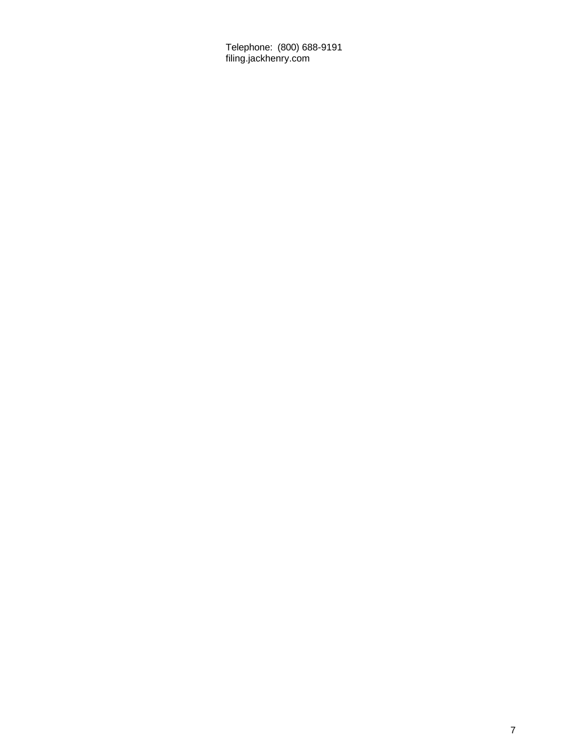Telephone: (800) 688-9191
filing.jackhenry.com